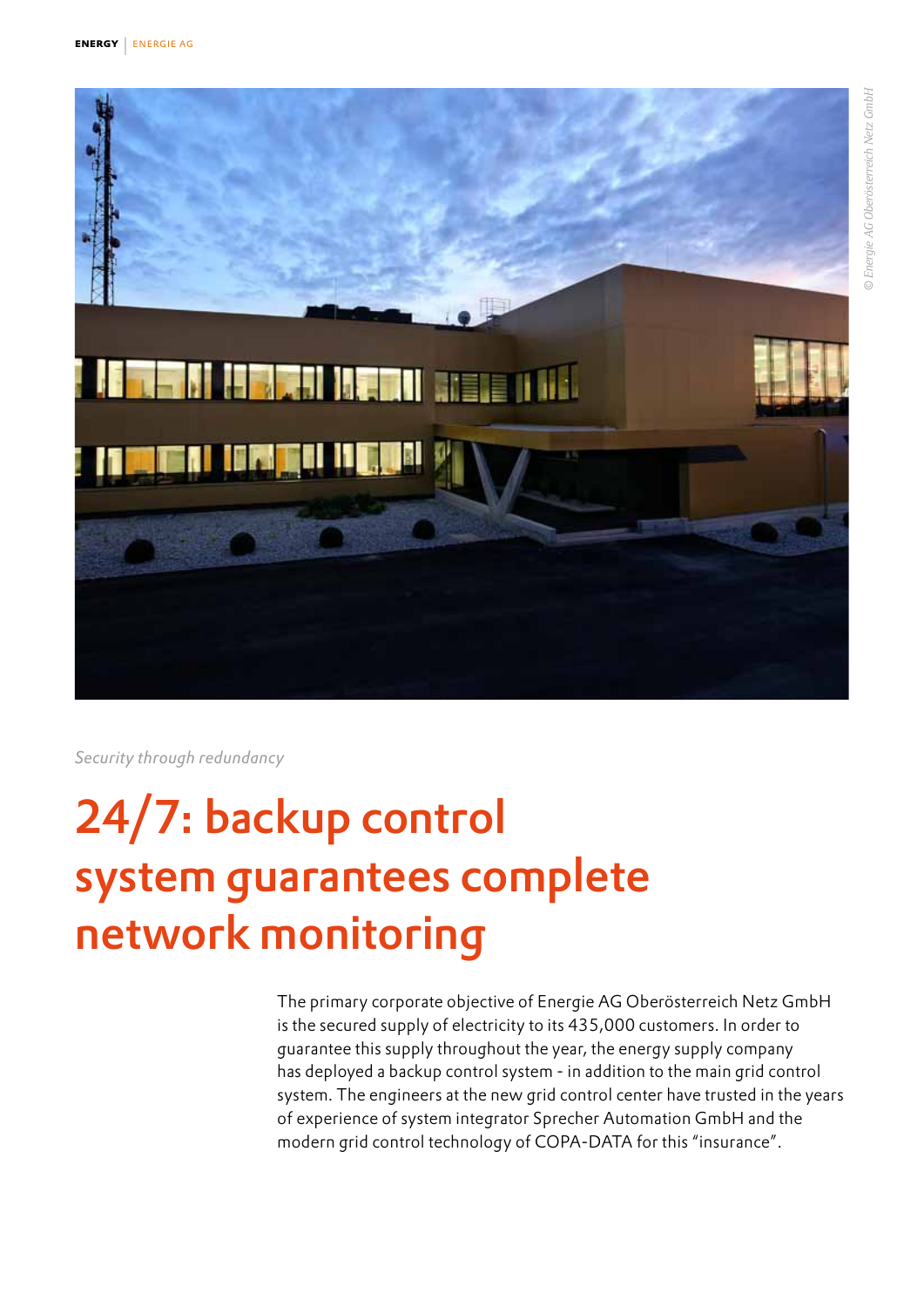*Security through redundancy*

# 24/7: backup control system guarantees complete network monitoring

The primary corporate objective of Energie AG Oberösterreich Netz GmbH is the secured supply of electricity to its 435,000 customers. In order to guarantee this supply throughout the year, the energy supply company has deployed a backup control system - in addition to the main grid control system. The engineers at the new grid control center have trusted in the years of experience of system integrator Sprecher Automation GmbH and the modern grid control technology of COPA-DATA for this "insurance".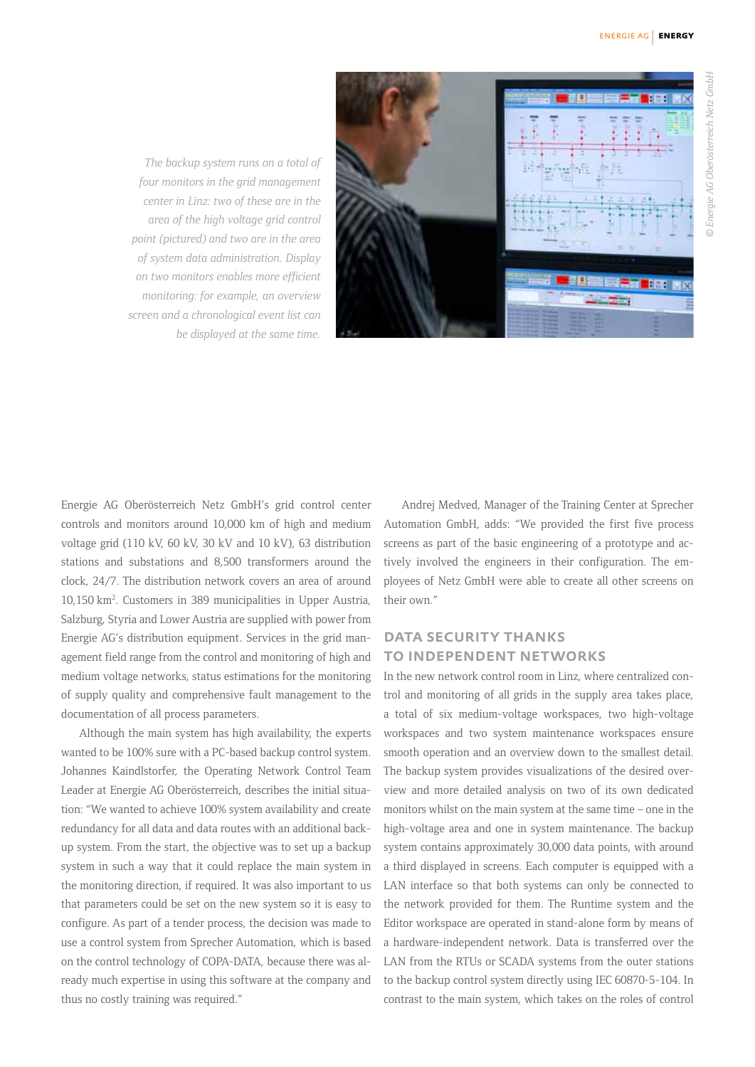*The backup system runs on a total of four monitors in the grid management center in Linz: two of these are in the area of the high voltage grid control point (pictured) and two are in the area of system data administration. Display on two monitors enables more efficient monitoring: for example, an overview screen and a chronological event list can be displayed at the same time.*

© Energie AG Oberösterreich Netz GmbH

Energie AG Oberösterreich Netz GmbH's grid control center controls and monitors around 10,000 km of high and medium voltage grid (110 kV, 60 kV, 30 kV and 10 kV), 63 distribution stations and substations and 8,500 transformers around the clock, 24/7. The distribution network covers an area of around 10,150 km$^2$. Customers in 389 municipalities in Upper Austria, Salzburg, Styria and Lower Austria are supplied with power from Energie AG's distribution equipment. Services in the grid management field range from the control and monitoring of high and medium voltage networks, status estimations for the monitoring of supply quality and comprehensive fault management to the documentation of all process parameters.

Although the main system has high availability, the experts wanted to be 100% sure with a PC-based backup control system. Johannes Kaindlstorfer, the Operating Network Control Team Leader at Energie AG Oberösterreich, describes the initial situation: "We wanted to achieve 100% system availability and create redundancy for all data and data routes with an additional backup system. From the start, the objective was to set up a backup system in such a way that it could replace the main system in the monitoring direction, if required. It was also important to us that parameters could be set on the new system so it is easy to configure. As part of a tender process, the decision was made to use a control system from Sprecher Automation, which is based on the control technology of COPA-DATA, because there was already much expertise in using this software at the company and thus no costly training was required."

Andrej Medved, Manager of the Training Center at Sprecher Automation GmbH, adds: "We provided the first five process screens as part of the basic engineering of a prototype and actively involved the engineers in their configuration. The employees of Netz GmbH were able to create all other screens on their own."

## DATA SECURITY THANKS TO INDEPENDENT NETWORKS

In the new network control room in Linz, where centralized control and monitoring of all grids in the supply area takes place, a total of six medium-voltage workspaces, two high-voltage workspaces and two system maintenance workspaces ensure smooth operation and an overview down to the smallest detail. The backup system provides visualizations of the desired overview and more detailed analysis on two of its own dedicated monitors whilst on the main system at the same time – one in the high-voltage area and one in system maintenance. The backup system contains approximately 30,000 data points, with around a third displayed in screens. Each computer is equipped with a LAN interface so that both systems can only be connected to the network provided for them. The Runtime system and the Editor workspace are operated in stand-alone form by means of a hardware-independent network. Data is transferred over the LAN from the RTUs or SCADA systems from the outer stations to the backup control system directly using IEC 60870-5-104. In contrast to the main system, which takes on the roles of control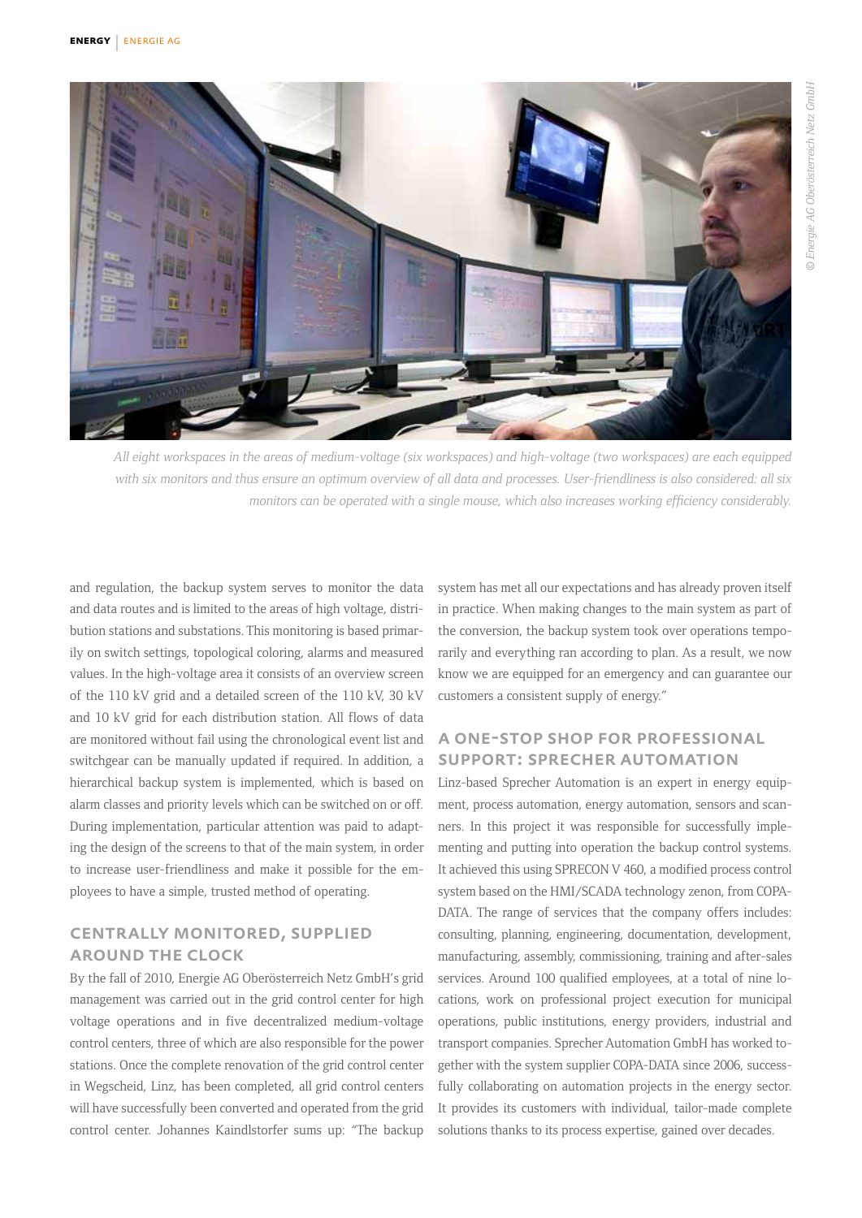*All eight workspaces in the areas of medium-voltage (six workspaces) and high-voltage (two workspaces) are each equipped with six monitors and thus ensure an optimum overview of all data and processes. User-friendliness is also considered: all six monitors can be operated with a single mouse, which also increases working efficiency considerably.*

*© Energie AG Oberösterreich Netz GmbH*

and regulation, the backup system serves to monitor the data and data routes and is limited to the areas of high voltage, distribution stations and substations. This monitoring is based primarily on switch settings, topological coloring, alarms and measured values. In the high-voltage area it consists of an overview screen of the 110 kV grid and a detailed screen of the 110 kV, 30 kV and 10 kV grid for each distribution station. All flows of data are monitored without fail using the chronological event list and switchgear can be manually updated if required. In addition, a hierarchical backup system is implemented, which is based on alarm classes and priority levels which can be switched on or off. During implementation, particular attention was paid to adapting the design of the screens to that of the main system, in order to increase user-friendliness and make it possible for the employees to have a simple, trusted method of operating.

## CENTRALLY MONITORED, SUPPLIED AROUND THE CLOCK

By the fall of 2010, Energie AG Oberösterreich Netz GmbH's grid management was carried out in the grid control center for high voltage operations and in five decentralized medium-voltage control centers, three of which are also responsible for the power stations. Once the complete renovation of the grid control center in Wegscheid, Linz, has been completed, all grid control centers will have successfully been converted and operated from the grid control center. Johannes Kaindlstorfer sums up: "The backup system has met all our expectations and has already proven itself in practice. When making changes to the main system as part of the conversion, the backup system took over operations temporarily and everything ran according to plan. As a result, we now know we are equipped for an emergency and can guarantee our customers a consistent supply of energy."

## A ONE-STOP SHOP FOR PROFESSIONAL SUPPORT: SPRECHER AUTOMATION

Linz-based Sprecher Automation is an expert in energy equipment, process automation, energy automation, sensors and scanners. In this project it was responsible for successfully implementing and putting into operation the backup control systems. It achieved this using SPRECON V 460, a modified process control system based on the HMI/SCADA technology zenon, from COPA-DATA. The range of services that the company offers includes: consulting, planning, engineering, documentation, development, manufacturing, assembly, commissioning, training and after-sales services. Around 100 qualified employees, at a total of nine locations, work on professional project execution for municipal operations, public institutions, energy providers, industrial and transport companies. Sprecher Automation GmbH has worked together with the system supplier COPA-DATA since 2006, successfully collaborating on automation projects in the energy sector. It provides its customers with individual, tailor-made complete solutions thanks to its process expertise, gained over decades.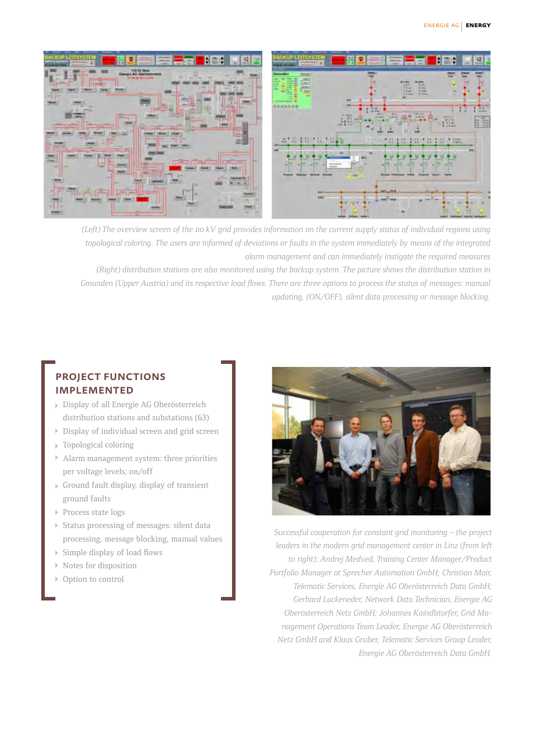(Left) The overview screen of the 110 kV grid provides information on the current supply status of individual regions using topological coloring. The users are informed of deviations or faults in the system immediately by means of the integrated alarm management and can immediately instigate the required measures

(Right) distribution stations are also monitored using the backup system. The picture shows the distribution station in Gmunden (Upper Austria) and its respective load flows. There are three options to process the status of messages: manual updating, (ON/OFF), silent data processing or message blocking.

## PROJECT FUNCTIONS IMPLEMENTED

- Display of all Energie AG Oberösterreich distribution stations and substations (63)
- Display of individual screen and grid screen
- Topological coloring
- Alarm management system: three priorities per voltage levels; on/off
- Ground fault display, display of transient ground faults
- Process state logs
- Status processing of messages: silent data processing, message blocking, manual values
- Simple display of load flows
- Notes for disposition
- Option to control

Successful cooperation for constant grid monitoring – the project leaders in the modern grid management center in Linz (from left to right): Andrej Medved, Training Center Manager/Product Portfolio Manager at Sprecher Automation GmbH; Christian Mair, Telematic Services, Energie AG Oberösterreich Data GmbH; Gerhard Luckeneder, Network Data Technician, Energie AG Oberösterreich Netz GmbH; Johannes Kaindlstorfer, Grid Management Operations Team Leader, Energie AG Oberösterreich Netz GmbH and Klaus Gruber, Telematic Services Group Leader, Energie AG Oberösterreich Data GmbH.